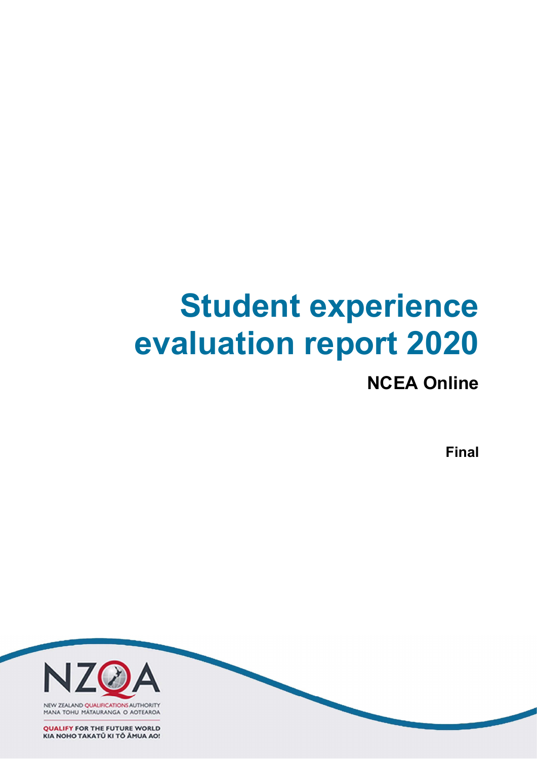# Student experience evaluation report 2020

## NCEA Online

**Final**

NEW ZEALAND QUALIFICATIONS AUTHORITY
MANA TOHU MĀTAURANGA O AOTEAROA

QUALIFY FOR THE FUTURE WORLD
KIA NOHO TAKATŪ KI TŌ ĀMUA AO!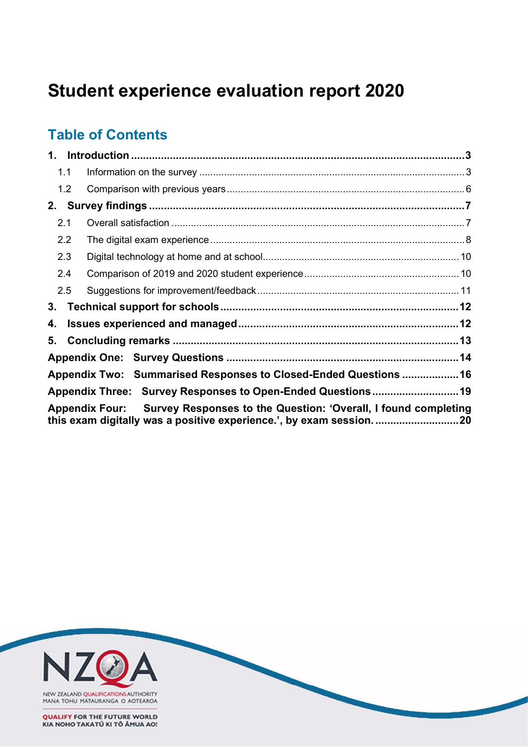# Student experience evaluation report 2020

## Table of Contents

**1. Introduction .................................................. 3**

- 1.1 Information on the survey .................................................. 3
- 1.2 Comparison with previous years .................................................. 6

**2. Survey findings .................................................. 7**

- 2.1 Overall satisfaction .................................................. 7
- 2.2 The digital exam experience .................................................. 8
- 2.3 Digital technology at home and at school .................................................. 10
- 2.4 Comparison of 2019 and 2020 student experience .................................................. 10
- 2.5 Suggestions for improvement/feedback .................................................. 11

**3. Technical support for schools .................................................. 12**

**4. Issues experienced and managed .................................................. 12**

**5. Concluding remarks .................................................. 13**

**Appendix One: Survey Questions .................................................. 14**

**Appendix Two: Summarised Responses to Closed-Ended Questions .................................................. 16**

**Appendix Three: Survey Responses to Open-Ended Questions .................................................. 19**

**Appendix Four: Survey Responses to the Question: 'Overall, I found completing this exam digitally was a positive experience.', by exam session. .................................................. 20**

NEW ZEALAND QUALIFICATIONS AUTHORITY
MANA TOHU MĀTAURANGA O AOTEAROA

QUALIFY FOR THE FUTURE WORLD
KIA NOHO TAKATŪ KI TŌ ĀMUA AO!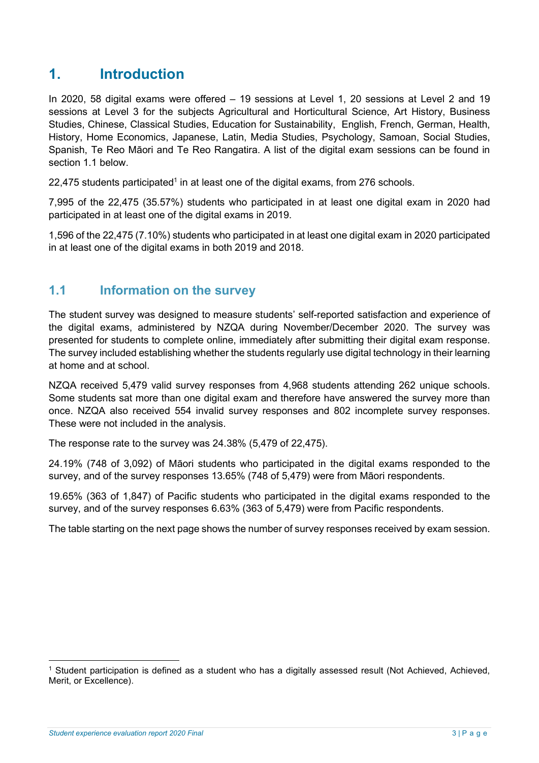# 1. Introduction

In 2020, 58 digital exams were offered – 19 sessions at Level 1, 20 sessions at Level 2 and 19 sessions at Level 3 for the subjects Agricultural and Horticultural Science, Art History, Business Studies, Chinese, Classical Studies, Education for Sustainability, English, French, German, Health, History, Home Economics, Japanese, Latin, Media Studies, Psychology, Samoan, Social Studies, Spanish, Te Reo Māori and Te Reo Rangatira. A list of the digital exam sessions can be found in section 1.1 below.

22,475 students participated[1] in at least one of the digital exams, from 276 schools.

7,995 of the 22,475 (35.57%) students who participated in at least one digital exam in 2020 had participated in at least one of the digital exams in 2019.

1,596 of the 22,475 (7.10%) students who participated in at least one digital exam in 2020 participated in at least one of the digital exams in both 2019 and 2018.

## 1.1 Information on the survey

The student survey was designed to measure students' self-reported satisfaction and experience of the digital exams, administered by NZQA during November/December 2020. The survey was presented for students to complete online, immediately after submitting their digital exam response. The survey included establishing whether the students regularly use digital technology in their learning at home and at school.

NZQA received 5,479 valid survey responses from 4,968 students attending 262 unique schools. Some students sat more than one digital exam and therefore have answered the survey more than once. NZQA also received 554 invalid survey responses and 802 incomplete survey responses. These were not included in the analysis.

The response rate to the survey was 24.38% (5,479 of 22,475).

24.19% (748 of 3,092) of Māori students who participated in the digital exams responded to the survey, and of the survey responses 13.65% (748 of 5,479) were from Māori respondents.

19.65% (363 of 1,847) of Pacific students who participated in the digital exams responded to the survey, and of the survey responses 6.63% (363 of 5,479) were from Pacific respondents.

The table starting on the next page shows the number of survey responses received by exam session.

[1] Student participation is defined as a student who has a digitally assessed result (Not Achieved, Achieved, Merit, or Excellence).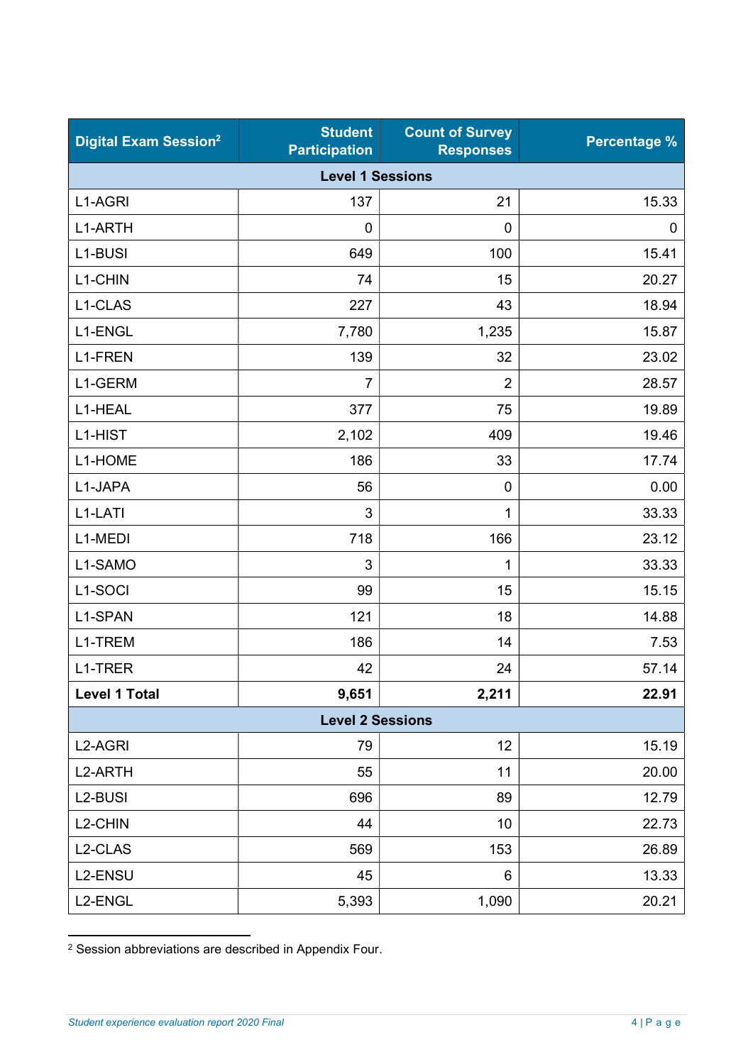| Digital Exam Session[2] | Student Participation | Count of Survey Responses | Percentage % |
|---|---|---|---|
| **Level 1 Sessions** | | | |
| L1-AGRI | 137 | 21 | 15.33 |
| L1-ARTH | 0 | 0 | 0 |
| L1-BUSI | 649 | 100 | 15.41 |
| L1-CHIN | 74 | 15 | 20.27 |
| L1-CLAS | 227 | 43 | 18.94 |
| L1-ENGL | 7,780 | 1,235 | 15.87 |
| L1-FREN | 139 | 32 | 23.02 |
| L1-GERM | 7 | 2 | 28.57 |
| L1-HEAL | 377 | 75 | 19.89 |
| L1-HIST | 2,102 | 409 | 19.46 |
| L1-HOME | 186 | 33 | 17.74 |
| L1-JAPA | 56 | 0 | 0.00 |
| L1-LATI | 3 | 1 | 33.33 |
| L1-MEDI | 718 | 166 | 23.12 |
| L1-SAMO | 3 | 1 | 33.33 |
| L1-SOCI | 99 | 15 | 15.15 |
| L1-SPAN | 121 | 18 | 14.88 |
| L1-TREM | 186 | 14 | 7.53 |
| L1-TRER | 42 | 24 | 57.14 |
| **Level 1 Total** | **9,651** | **2,211** | **22.91** |
| **Level 2 Sessions** | | | |
| L2-AGRI | 79 | 12 | 15.19 |
| L2-ARTH | 55 | 11 | 20.00 |
| L2-BUSI | 696 | 89 | 12.79 |
| L2-CHIN | 44 | 10 | 22.73 |
| L2-CLAS | 569 | 153 | 26.89 |
| L2-ENSU | 45 | 6 | 13.33 |
| L2-ENGL | 5,393 | 1,090 | 20.21 |

[2] Session abbreviations are described in Appendix Four.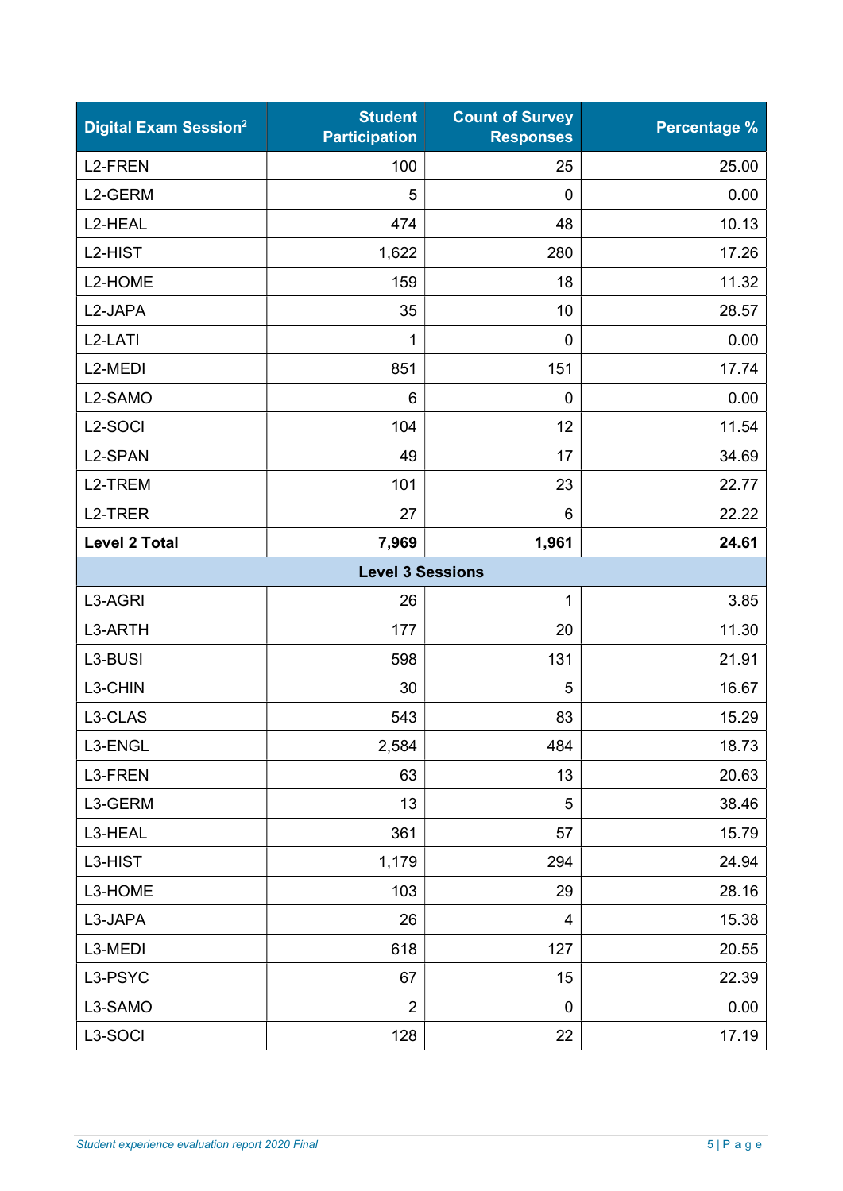| Digital Exam Session[2] | Student Participation | Count of Survey Responses | Percentage % |
|---|---|---|---|
| L2-FREN | 100 | 25 | 25.00 |
| L2-GERM | 5 | 0 | 0.00 |
| L2-HEAL | 474 | 48 | 10.13 |
| L2-HIST | 1,622 | 280 | 17.26 |
| L2-HOME | 159 | 18 | 11.32 |
| L2-JAPA | 35 | 10 | 28.57 |
| L2-LATI | 1 | 0 | 0.00 |
| L2-MEDI | 851 | 151 | 17.74 |
| L2-SAMO | 6 | 0 | 0.00 |
| L2-SOCI | 104 | 12 | 11.54 |
| L2-SPAN | 49 | 17 | 34.69 |
| L2-TREM | 101 | 23 | 22.77 |
| L2-TRER | 27 | 6 | 22.22 |
| **Level 2 Total** | **7,969** | **1,961** | **24.61** |
| **Level 3 Sessions** | | | |
| L3-AGRI | 26 | 1 | 3.85 |
| L3-ARTH | 177 | 20 | 11.30 |
| L3-BUSI | 598 | 131 | 21.91 |
| L3-CHIN | 30 | 5 | 16.67 |
| L3-CLAS | 543 | 83 | 15.29 |
| L3-ENGL | 2,584 | 484 | 18.73 |
| L3-FREN | 63 | 13 | 20.63 |
| L3-GERM | 13 | 5 | 38.46 |
| L3-HEAL | 361 | 57 | 15.79 |
| L3-HIST | 1,179 | 294 | 24.94 |
| L3-HOME | 103 | 29 | 28.16 |
| L3-JAPA | 26 | 4 | 15.38 |
| L3-MEDI | 618 | 127 | 20.55 |
| L3-PSYC | 67 | 15 | 22.39 |
| L3-SAMO | 2 | 0 | 0.00 |
| L3-SOCI | 128 | 22 | 17.19 |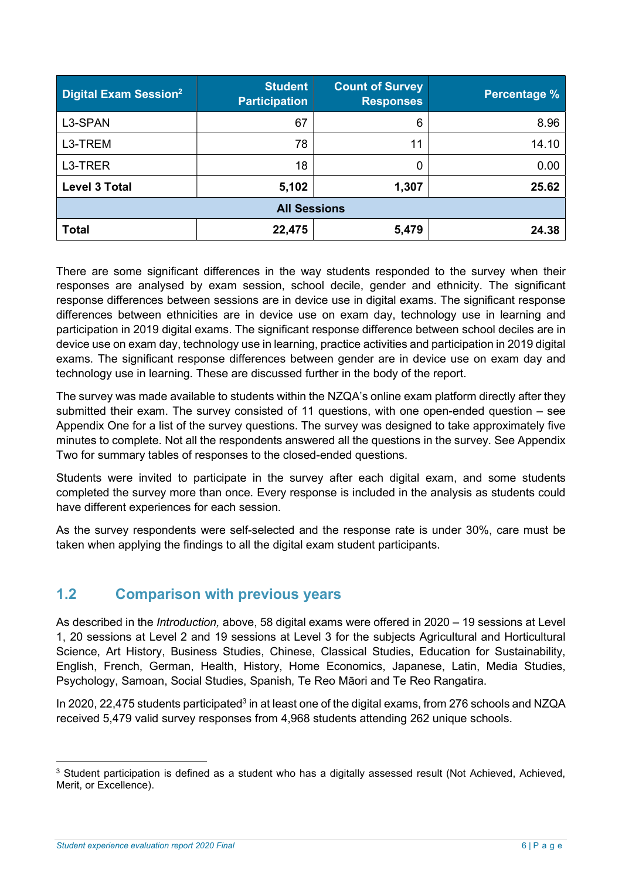| Digital Exam Session[2] | Student Participation | Count of Survey Responses | Percentage % |
|---|---|---|---|
| L3-SPAN | 67 | 6 | 8.96 |
| L3-TREM | 78 | 11 | 14.10 |
| L3-TRER | 18 | 0 | 0.00 |
| **Level 3 Total** | **5,102** | **1,307** | **25.62** |
| **All Sessions** | | | |
| **Total** | **22,475** | **5,479** | **24.38** |

There are some significant differences in the way students responded to the survey when their responses are analysed by exam session, school decile, gender and ethnicity. The significant response differences between sessions are in device use in digital exams. The significant response differences between ethnicities are in device use on exam day, technology use in learning and participation in 2019 digital exams. The significant response difference between school deciles are in device use on exam day, technology use in learning, practice activities and participation in 2019 digital exams. The significant response differences between gender are in device use on exam day and technology use in learning. These are discussed further in the body of the report.

The survey was made available to students within the NZQA's online exam platform directly after they submitted their exam. The survey consisted of 11 questions, with one open-ended question – see Appendix One for a list of the survey questions. The survey was designed to take approximately five minutes to complete. Not all the respondents answered all the questions in the survey. See Appendix Two for summary tables of responses to the closed-ended questions.

Students were invited to participate in the survey after each digital exam, and some students completed the survey more than once. Every response is included in the analysis as students could have different experiences for each session.

As the survey respondents were self-selected and the response rate is under 30%, care must be taken when applying the findings to all the digital exam student participants.

## 1.2 Comparison with previous years

As described in the *Introduction,* above, 58 digital exams were offered in 2020 – 19 sessions at Level 1, 20 sessions at Level 2 and 19 sessions at Level 3 for the subjects Agricultural and Horticultural Science, Art History, Business Studies, Chinese, Classical Studies, Education for Sustainability, English, French, German, Health, History, Home Economics, Japanese, Latin, Media Studies, Psychology, Samoan, Social Studies, Spanish, Te Reo Māori and Te Reo Rangatira.

In 2020, 22,475 students participated[3] in at least one of the digital exams, from 276 schools and NZQA received 5,479 valid survey responses from 4,968 students attending 262 unique schools.

[3] Student participation is defined as a student who has a digitally assessed result (Not Achieved, Achieved, Merit, or Excellence).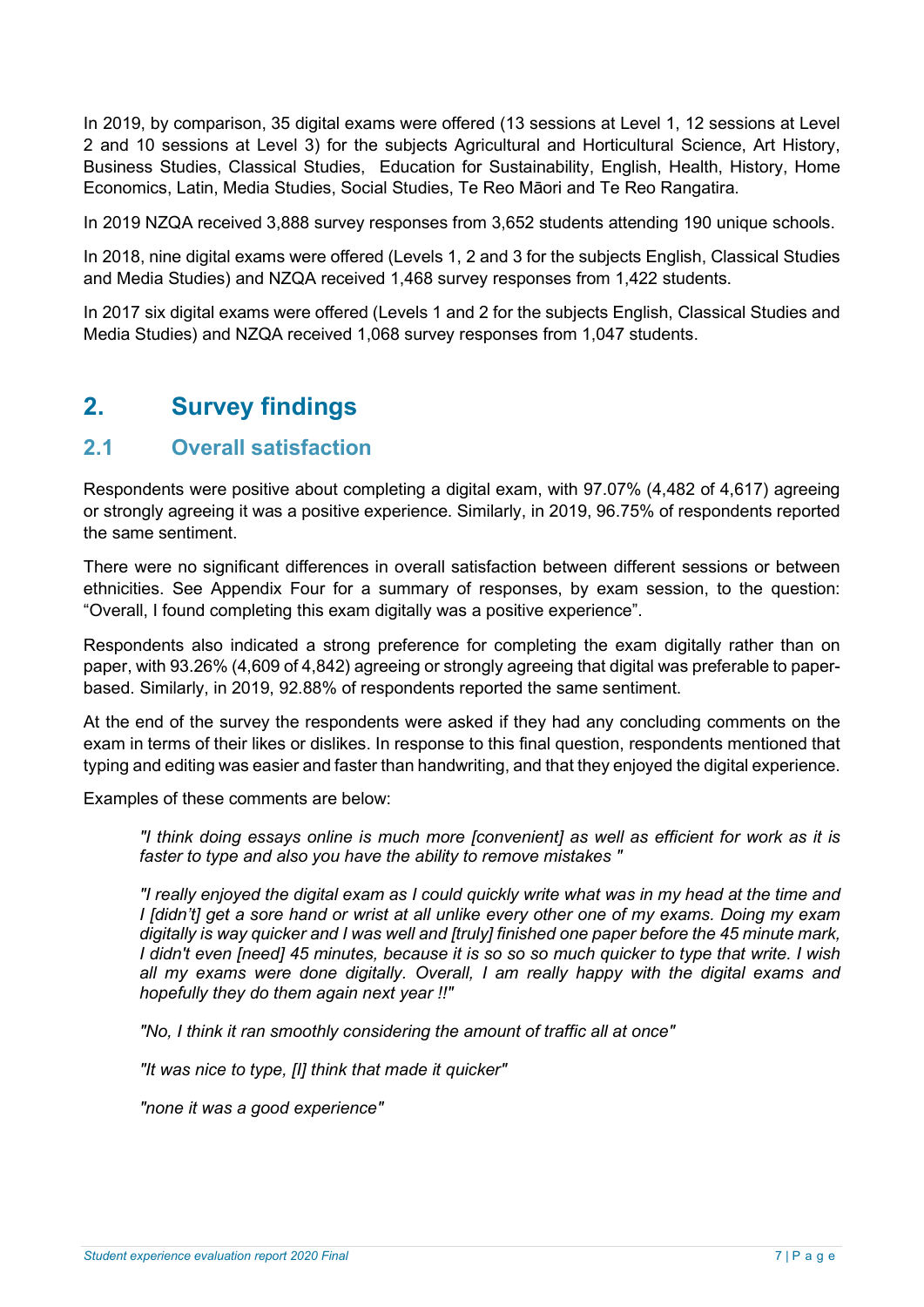In 2019, by comparison, 35 digital exams were offered (13 sessions at Level 1, 12 sessions at Level 2 and 10 sessions at Level 3) for the subjects Agricultural and Horticultural Science, Art History, Business Studies, Classical Studies, Education for Sustainability, English, Health, History, Home Economics, Latin, Media Studies, Social Studies, Te Reo Māori and Te Reo Rangatira.

In 2019 NZQA received 3,888 survey responses from 3,652 students attending 190 unique schools.

In 2018, nine digital exams were offered (Levels 1, 2 and 3 for the subjects English, Classical Studies and Media Studies) and NZQA received 1,468 survey responses from 1,422 students.

In 2017 six digital exams were offered (Levels 1 and 2 for the subjects English, Classical Studies and Media Studies) and NZQA received 1,068 survey responses from 1,047 students.

# 2. Survey findings

## 2.1 Overall satisfaction

Respondents were positive about completing a digital exam, with 97.07% (4,482 of 4,617) agreeing or strongly agreeing it was a positive experience. Similarly, in 2019, 96.75% of respondents reported the same sentiment.

There were no significant differences in overall satisfaction between different sessions or between ethnicities. See Appendix Four for a summary of responses, by exam session, to the question: "Overall, I found completing this exam digitally was a positive experience".

Respondents also indicated a strong preference for completing the exam digitally rather than on paper, with 93.26% (4,609 of 4,842) agreeing or strongly agreeing that digital was preferable to paper-based. Similarly, in 2019, 92.88% of respondents reported the same sentiment.

At the end of the survey the respondents were asked if they had any concluding comments on the exam in terms of their likes or dislikes. In response to this final question, respondents mentioned that typing and editing was easier and faster than handwriting, and that they enjoyed the digital experience.

Examples of these comments are below:

> *"I think doing essays online is much more [convenient] as well as efficient for work as it is faster to type and also you have the ability to remove mistakes "*

> *"I really enjoyed the digital exam as I could quickly write what was in my head at the time and I [didn't] get a sore hand or wrist at all unlike every other one of my exams. Doing my exam digitally is way quicker and I was well and [truly] finished one paper before the 45 minute mark, I didn't even [need] 45 minutes, because it is so so so much quicker to type that write. I wish all my exams were done digitally. Overall, I am really happy with the digital exams and hopefully they do them again next year !!"*

> *"No, I think it ran smoothly considering the amount of traffic all at once"*

> *"It was nice to type, [I] think that made it quicker"*

> *"none it was a good experience"*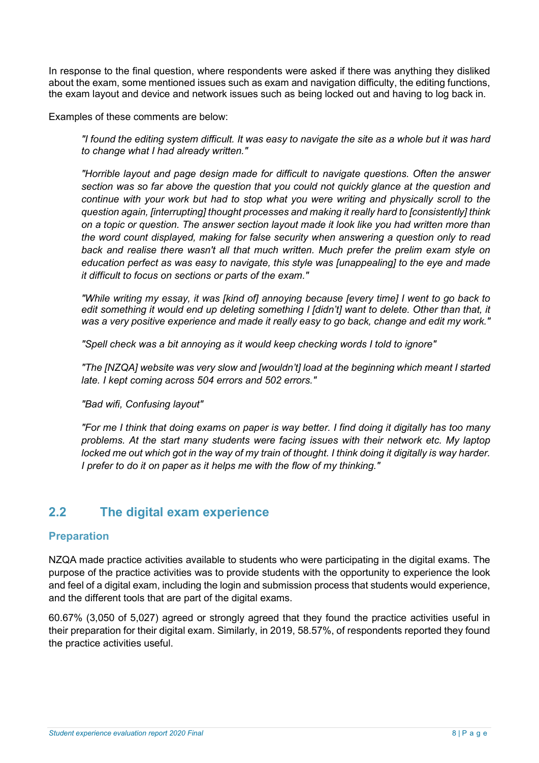In response to the final question, where respondents were asked if there was anything they disliked about the exam, some mentioned issues such as exam and navigation difficulty, the editing functions, the exam layout and device and network issues such as being locked out and having to log back in.

Examples of these comments are below:

> *"I found the editing system difficult. It was easy to navigate the site as a whole but it was hard to change what I had already written."*

> *"Horrible layout and page design made for difficult to navigate questions. Often the answer section was so far above the question that you could not quickly glance at the question and continue with your work but had to stop what you were writing and physically scroll to the question again, [interrupting] thought processes and making it really hard to [consistently] think on a topic or question. The answer section layout made it look like you had written more than the word count displayed, making for false security when answering a question only to read back and realise there wasn't all that much written. Much prefer the prelim exam style on education perfect as was easy to navigate, this style was [unappealing] to the eye and made it difficult to focus on sections or parts of the exam."*

> *"While writing my essay, it was [kind of] annoying because [every time] I went to go back to edit something it would end up deleting something I [didn't] want to delete. Other than that, it was a very positive experience and made it really easy to go back, change and edit my work."*

> *"Spell check was a bit annoying as it would keep checking words I told to ignore"*

> *"The [NZQA] website was very slow and [wouldn't] load at the beginning which meant I started late. I kept coming across 504 errors and 502 errors."*

> *"Bad wifi, Confusing layout"*

> *"For me I think that doing exams on paper is way better. I find doing it digitally has too many problems. At the start many students were facing issues with their network etc. My laptop locked me out which got in the way of my train of thought. I think doing it digitally is way harder. I prefer to do it on paper as it helps me with the flow of my thinking."*

## 2.2 The digital exam experience

### Preparation

NZQA made practice activities available to students who were participating in the digital exams. The purpose of the practice activities was to provide students with the opportunity to experience the look and feel of a digital exam, including the login and submission process that students would experience, and the different tools that are part of the digital exams.

60.67% (3,050 of 5,027) agreed or strongly agreed that they found the practice activities useful in their preparation for their digital exam. Similarly, in 2019, 58.57%, of respondents reported they found the practice activities useful.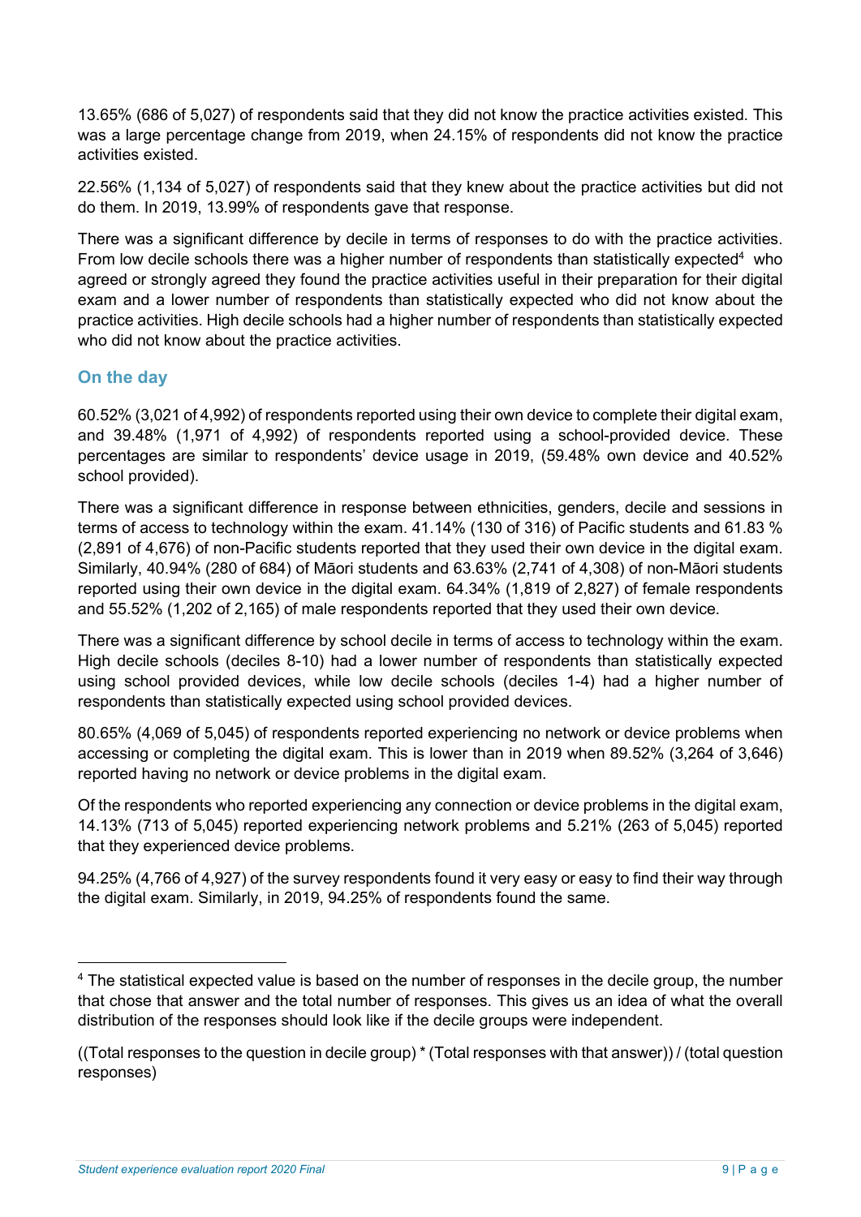13.65% (686 of 5,027) of respondents said that they did not know the practice activities existed. This was a large percentage change from 2019, when 24.15% of respondents did not know the practice activities existed.

22.56% (1,134 of 5,027) of respondents said that they knew about the practice activities but did not do them. In 2019, 13.99% of respondents gave that response.

There was a significant difference by decile in terms of responses to do with the practice activities. From low decile schools there was a higher number of respondents than statistically expected[4] who agreed or strongly agreed they found the practice activities useful in their preparation for their digital exam and a lower number of respondents than statistically expected who did not know about the practice activities. High decile schools had a higher number of respondents than statistically expected who did not know about the practice activities.

## On the day

60.52% (3,021 of 4,992) of respondents reported using their own device to complete their digital exam, and 39.48% (1,971 of 4,992) of respondents reported using a school-provided device. These percentages are similar to respondents' device usage in 2019, (59.48% own device and 40.52% school provided).

There was a significant difference in response between ethnicities, genders, decile and sessions in terms of access to technology within the exam. 41.14% (130 of 316) of Pacific students and 61.83 % (2,891 of 4,676) of non-Pacific students reported that they used their own device in the digital exam. Similarly, 40.94% (280 of 684) of Māori students and 63.63% (2,741 of 4,308) of non-Māori students reported using their own device in the digital exam. 64.34% (1,819 of 2,827) of female respondents and 55.52% (1,202 of 2,165) of male respondents reported that they used their own device.

There was a significant difference by school decile in terms of access to technology within the exam. High decile schools (deciles 8-10) had a lower number of respondents than statistically expected using school provided devices, while low decile schools (deciles 1-4) had a higher number of respondents than statistically expected using school provided devices.

80.65% (4,069 of 5,045) of respondents reported experiencing no network or device problems when accessing or completing the digital exam. This is lower than in 2019 when 89.52% (3,264 of 3,646) reported having no network or device problems in the digital exam.

Of the respondents who reported experiencing any connection or device problems in the digital exam, 14.13% (713 of 5,045) reported experiencing network problems and 5.21% (263 of 5,045) reported that they experienced device problems.

94.25% (4,766 of 4,927) of the survey respondents found it very easy or easy to find their way through the digital exam. Similarly, in 2019, 94.25% of respondents found the same.

---

[4] The statistical expected value is based on the number of responses in the decile group, the number that chose that answer and the total number of responses. This gives us an idea of what the overall distribution of the responses should look like if the decile groups were independent.

((Total responses to the question in decile group) * (Total responses with that answer)) / (total question responses)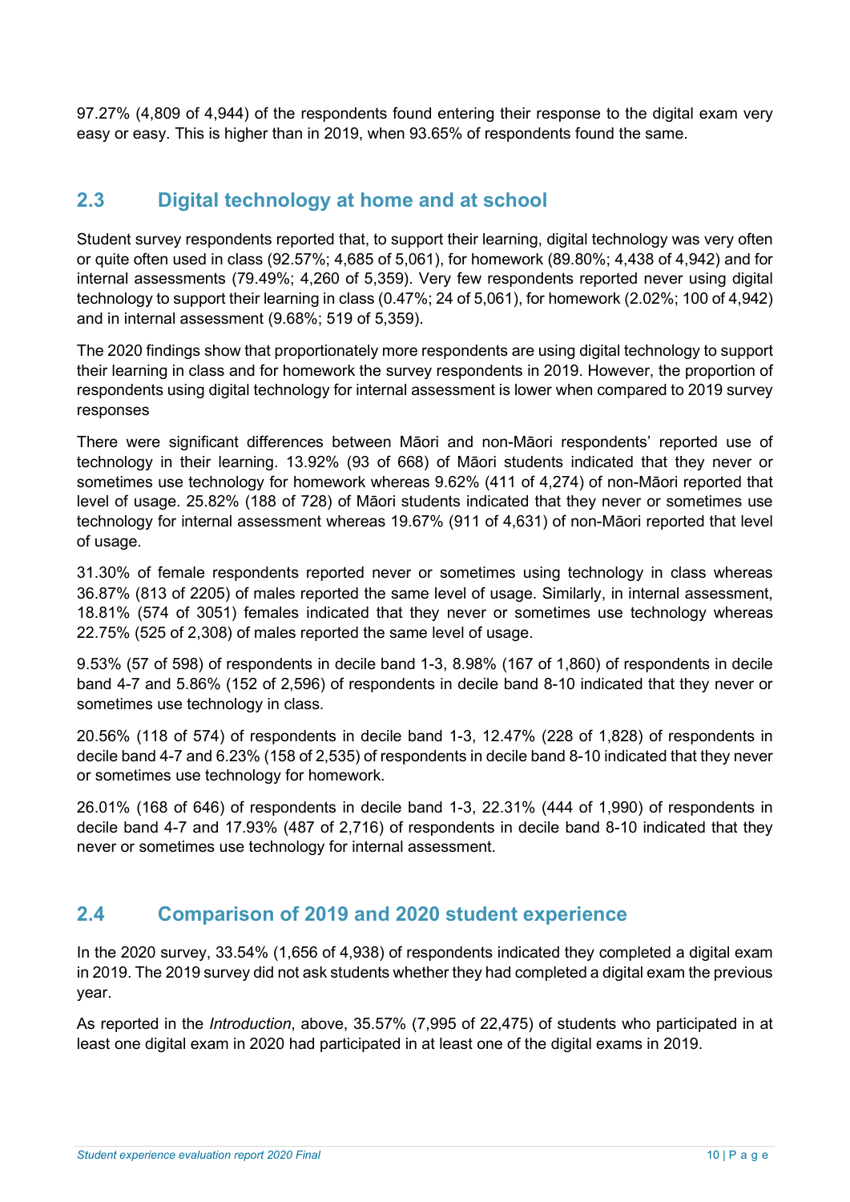97.27% (4,809 of 4,944) of the respondents found entering their response to the digital exam very easy or easy. This is higher than in 2019, when 93.65% of respondents found the same.

## 2.3 Digital technology at home and at school

Student survey respondents reported that, to support their learning, digital technology was very often or quite often used in class (92.57%; 4,685 of 5,061), for homework (89.80%; 4,438 of 4,942) and for internal assessments (79.49%; 4,260 of 5,359). Very few respondents reported never using digital technology to support their learning in class (0.47%; 24 of 5,061), for homework (2.02%; 100 of 4,942) and in internal assessment (9.68%; 519 of 5,359).

The 2020 findings show that proportionately more respondents are using digital technology to support their learning in class and for homework the survey respondents in 2019. However, the proportion of respondents using digital technology for internal assessment is lower when compared to 2019 survey responses

There were significant differences between Māori and non-Māori respondents' reported use of technology in their learning. 13.92% (93 of 668) of Māori students indicated that they never or sometimes use technology for homework whereas 9.62% (411 of 4,274) of non-Māori reported that level of usage. 25.82% (188 of 728) of Māori students indicated that they never or sometimes use technology for internal assessment whereas 19.67% (911 of 4,631) of non-Māori reported that level of usage.

31.30% of female respondents reported never or sometimes using technology in class whereas 36.87% (813 of 2205) of males reported the same level of usage. Similarly, in internal assessment, 18.81% (574 of 3051) females indicated that they never or sometimes use technology whereas 22.75% (525 of 2,308) of males reported the same level of usage.

9.53% (57 of 598) of respondents in decile band 1-3, 8.98% (167 of 1,860) of respondents in decile band 4-7 and 5.86% (152 of 2,596) of respondents in decile band 8-10 indicated that they never or sometimes use technology in class.

20.56% (118 of 574) of respondents in decile band 1-3, 12.47% (228 of 1,828) of respondents in decile band 4-7 and 6.23% (158 of 2,535) of respondents in decile band 8-10 indicated that they never or sometimes use technology for homework.

26.01% (168 of 646) of respondents in decile band 1-3, 22.31% (444 of 1,990) of respondents in decile band 4-7 and 17.93% (487 of 2,716) of respondents in decile band 8-10 indicated that they never or sometimes use technology for internal assessment.

## 2.4 Comparison of 2019 and 2020 student experience

In the 2020 survey, 33.54% (1,656 of 4,938) of respondents indicated they completed a digital exam in 2019. The 2019 survey did not ask students whether they had completed a digital exam the previous year.

As reported in the *Introduction*, above, 35.57% (7,995 of 22,475) of students who participated in at least one digital exam in 2020 had participated in at least one of the digital exams in 2019.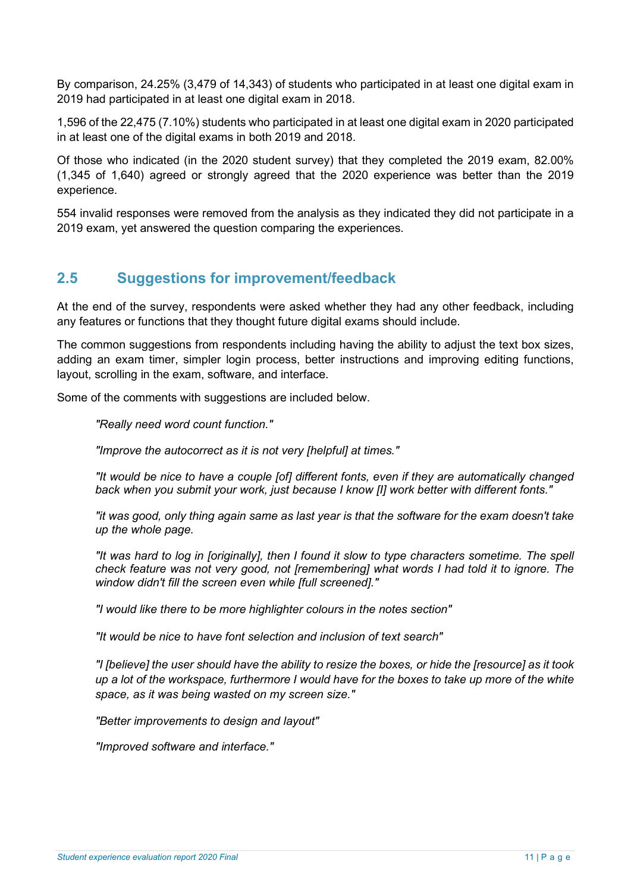By comparison, 24.25% (3,479 of 14,343) of students who participated in at least one digital exam in 2019 had participated in at least one digital exam in 2018.

1,596 of the 22,475 (7.10%) students who participated in at least one digital exam in 2020 participated in at least one of the digital exams in both 2019 and 2018.

Of those who indicated (in the 2020 student survey) that they completed the 2019 exam, 82.00% (1,345 of 1,640) agreed or strongly agreed that the 2020 experience was better than the 2019 experience.

554 invalid responses were removed from the analysis as they indicated they did not participate in a 2019 exam, yet answered the question comparing the experiences.

## 2.5 Suggestions for improvement/feedback

At the end of the survey, respondents were asked whether they had any other feedback, including any features or functions that they thought future digital exams should include.

The common suggestions from respondents including having the ability to adjust the text box sizes, adding an exam timer, simpler login process, better instructions and improving editing functions, layout, scrolling in the exam, software, and interface.

Some of the comments with suggestions are included below.

> *"Really need word count function."*
>
> *"Improve the autocorrect as it is not very [helpful] at times."*
>
> *"It would be nice to have a couple [of] different fonts, even if they are automatically changed back when you submit your work, just because I know [I] work better with different fonts."*
>
> *"it was good, only thing again same as last year is that the software for the exam doesn't take up the whole page.*
>
> *"It was hard to log in [originally], then I found it slow to type characters sometime. The spell check feature was not very good, not [remembering] what words I had told it to ignore. The window didn't fill the screen even while [full screened]."*
>
> *"I would like there to be more highlighter colours in the notes section"*
>
> *"It would be nice to have font selection and inclusion of text search"*
>
> *"I [believe] the user should have the ability to resize the boxes, or hide the [resource] as it took up a lot of the workspace, furthermore I would have for the boxes to take up more of the white space, as it was being wasted on my screen size."*
>
> *"Better improvements to design and layout"*
>
> *"Improved software and interface."*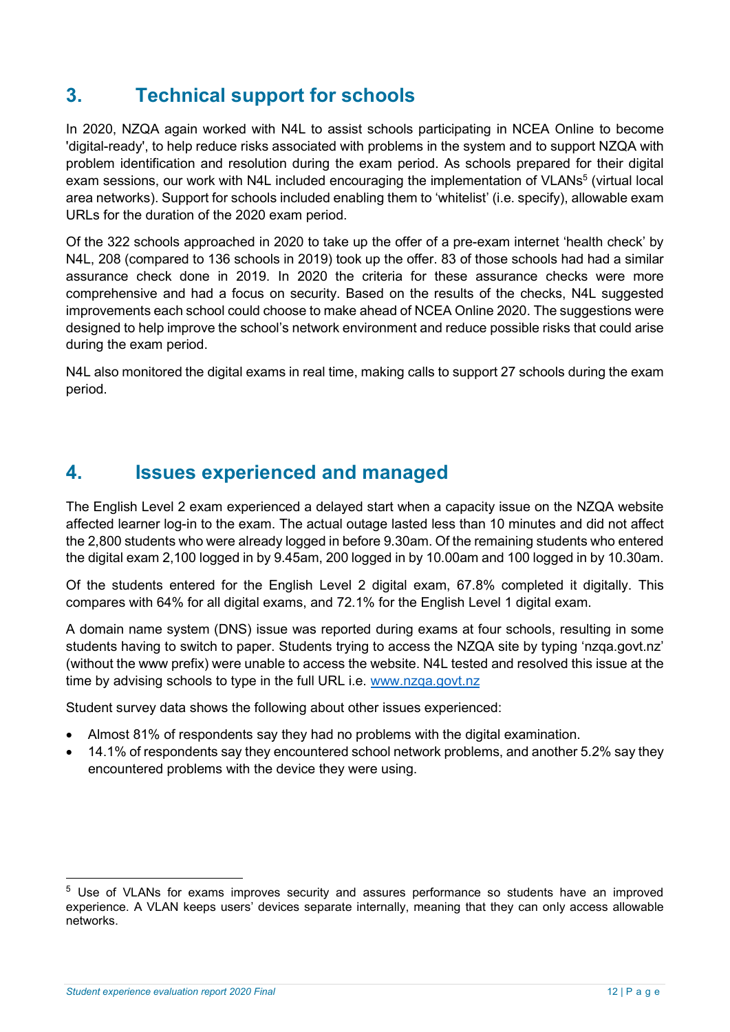## 3. Technical support for schools

In 2020, NZQA again worked with N4L to assist schools participating in NCEA Online to become 'digital-ready', to help reduce risks associated with problems in the system and to support NZQA with problem identification and resolution during the exam period. As schools prepared for their digital exam sessions, our work with N4L included encouraging the implementation of VLANs[5] (virtual local area networks). Support for schools included enabling them to 'whitelist' (i.e. specify), allowable exam URLs for the duration of the 2020 exam period.

Of the 322 schools approached in 2020 to take up the offer of a pre-exam internet 'health check' by N4L, 208 (compared to 136 schools in 2019) took up the offer. 83 of those schools had had a similar assurance check done in 2019. In 2020 the criteria for these assurance checks were more comprehensive and had a focus on security. Based on the results of the checks, N4L suggested improvements each school could choose to make ahead of NCEA Online 2020. The suggestions were designed to help improve the school's network environment and reduce possible risks that could arise during the exam period.

N4L also monitored the digital exams in real time, making calls to support 27 schools during the exam period.

## 4. Issues experienced and managed

The English Level 2 exam experienced a delayed start when a capacity issue on the NZQA website affected learner log-in to the exam. The actual outage lasted less than 10 minutes and did not affect the 2,800 students who were already logged in before 9.30am. Of the remaining students who entered the digital exam 2,100 logged in by 9.45am, 200 logged in by 10.00am and 100 logged in by 10.30am.

Of the students entered for the English Level 2 digital exam, 67.8% completed it digitally. This compares with 64% for all digital exams, and 72.1% for the English Level 1 digital exam.

A domain name system (DNS) issue was reported during exams at four schools, resulting in some students having to switch to paper. Students trying to access the NZQA site by typing 'nzqa.govt.nz' (without the www prefix) were unable to access the website. N4L tested and resolved this issue at the time by advising schools to type in the full URL i.e. www.nzqa.govt.nz

Student survey data shows the following about other issues experienced:

- Almost 81% of respondents say they had no problems with the digital examination.
- 14.1% of respondents say they encountered school network problems, and another 5.2% say they encountered problems with the device they were using.

---

[5] Use of VLANs for exams improves security and assures performance so students have an improved experience. A VLAN keeps users' devices separate internally, meaning that they can only access allowable networks.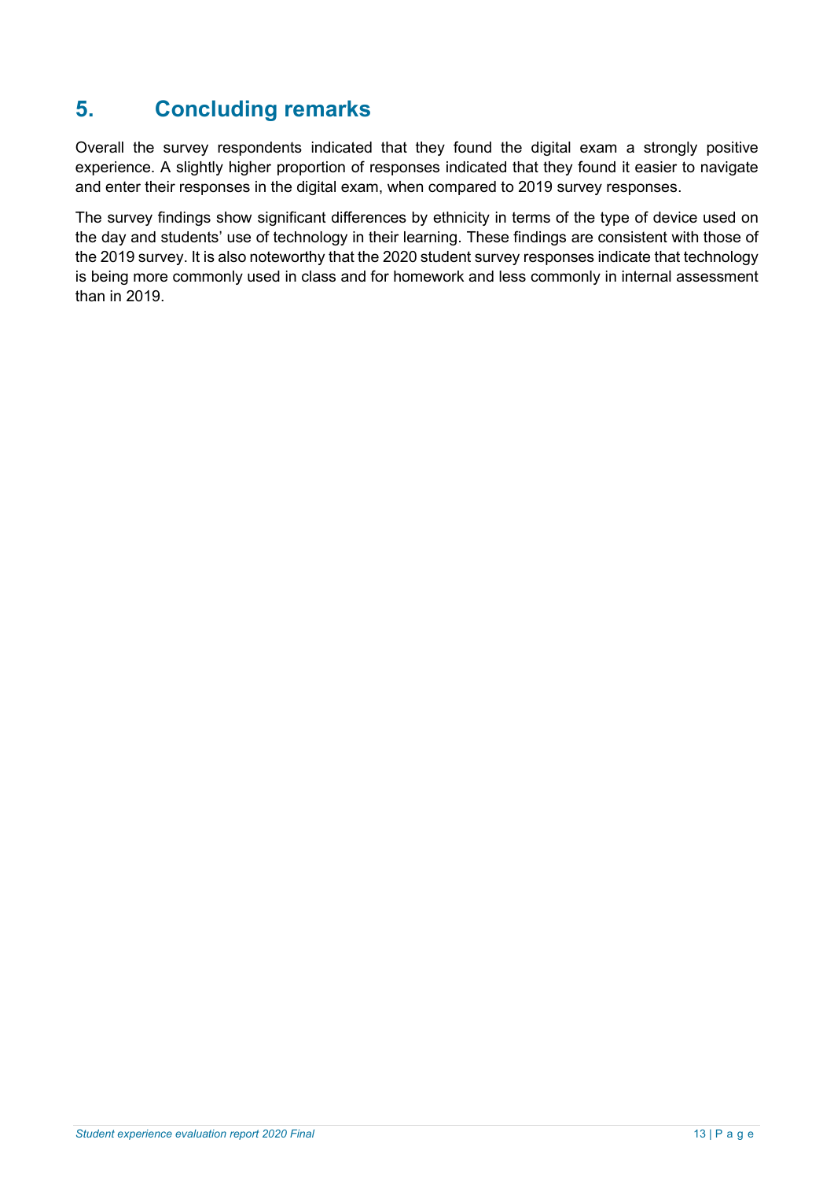## 5. Concluding remarks

Overall the survey respondents indicated that they found the digital exam a strongly positive experience. A slightly higher proportion of responses indicated that they found it easier to navigate and enter their responses in the digital exam, when compared to 2019 survey responses.

The survey findings show significant differences by ethnicity in terms of the type of device used on the day and students' use of technology in their learning. These findings are consistent with those of the 2019 survey. It is also noteworthy that the 2020 student survey responses indicate that technology is being more commonly used in class and for homework and less commonly in internal assessment than in 2019.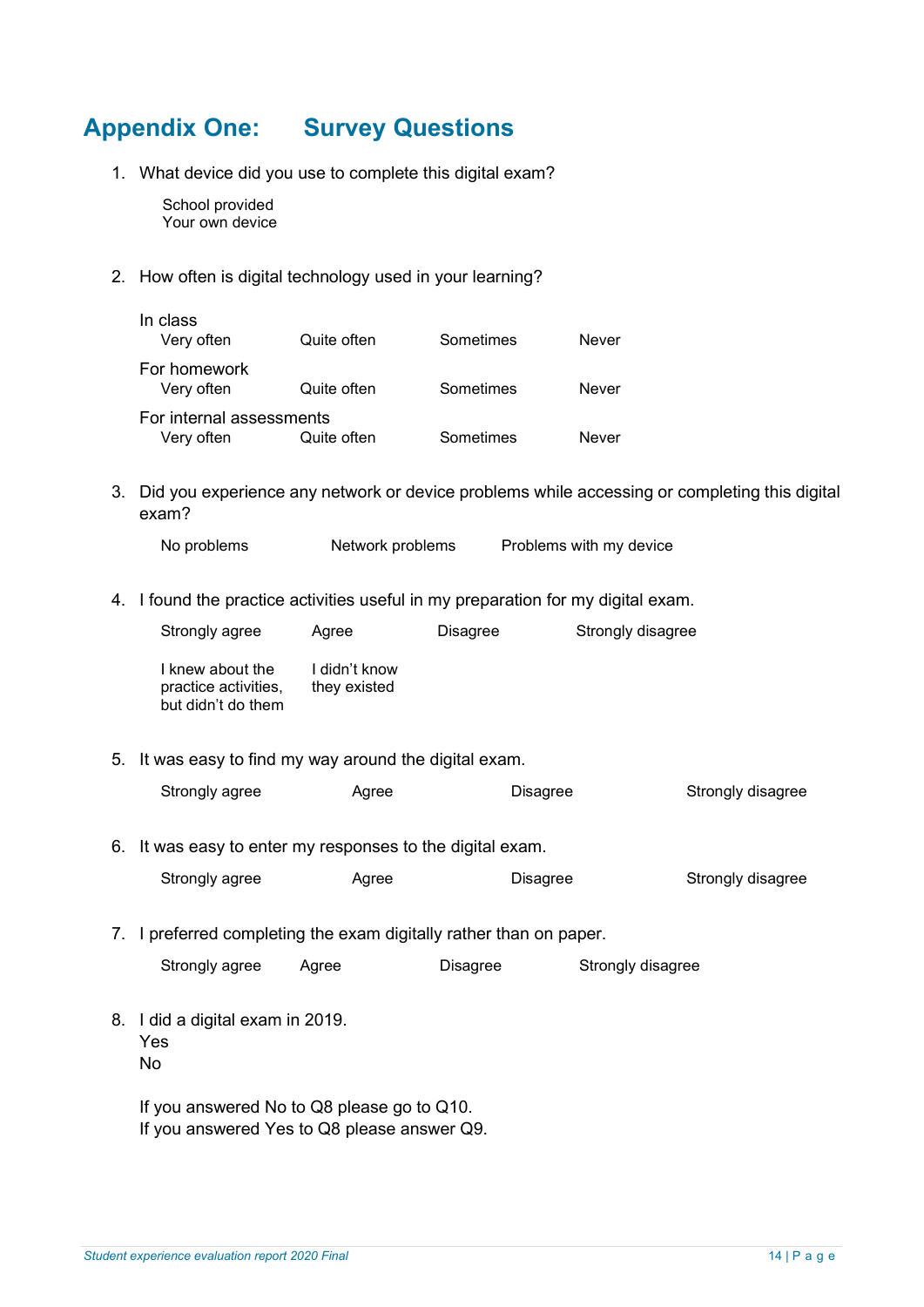# Appendix One: Survey Questions

1. What device did you use to complete this digital exam?

   School provided
   Your own device

2. How often is digital technology used in your learning?

   In class
   Very often | Quite often | Sometimes | Never

   For homework
   Very often | Quite often | Sometimes | Never

   For internal assessments
   Very often | Quite often | Sometimes | Never

3. Did you experience any network or device problems while accessing or completing this digital exam?

   No problems | Network problems | Problems with my device

4. I found the practice activities useful in my preparation for my digital exam.

   Strongly agree | Agree | Disagree | Strongly disagree

   I knew about the practice activities, but didn't do them | I didn't know they existed

5. It was easy to find my way around the digital exam.

   Strongly agree | Agree | Disagree | Strongly disagree

6. It was easy to enter my responses to the digital exam.

   Strongly agree | Agree | Disagree | Strongly disagree

7. I preferred completing the exam digitally rather than on paper.

   Strongly agree | Agree | Disagree | Strongly disagree

8. I did a digital exam in 2019.
   Yes
   No

   If you answered No to Q8 please go to Q10.
   If you answered Yes to Q8 please answer Q9.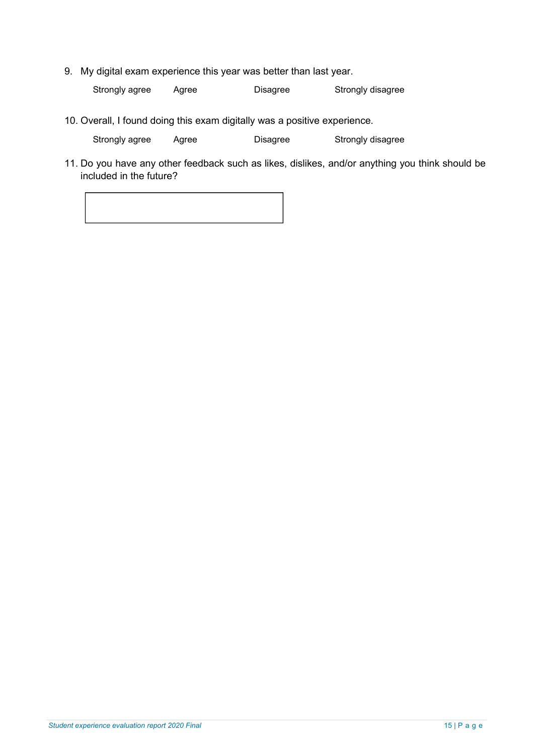9. My digital exam experience this year was better than last year.

    Strongly agree    Agree    Disagree    Strongly disagree

10. Overall, I found doing this exam digitally was a positive experience.

    Strongly agree    Agree    Disagree    Strongly disagree

11. Do you have any other feedback such as likes, dislikes, and/or anything you think should be included in the future?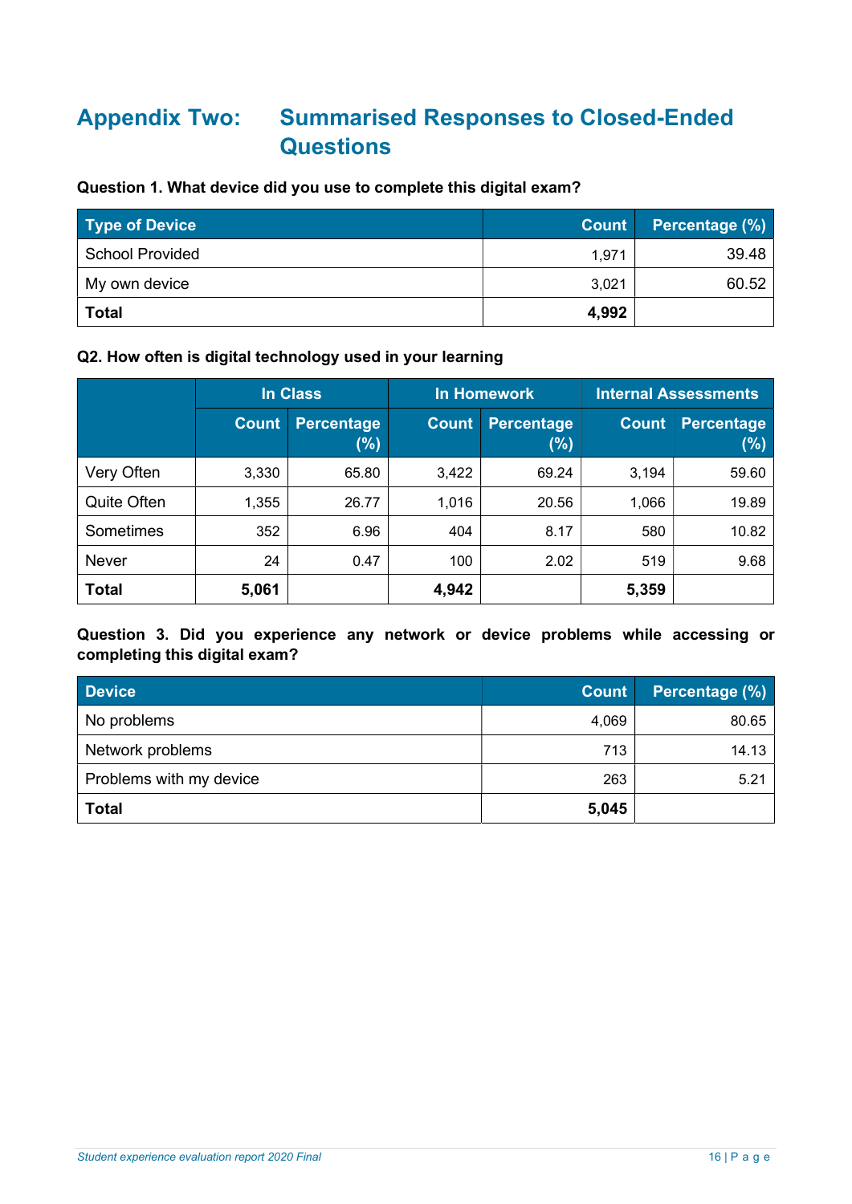# Appendix Two: Summarised Responses to Closed-Ended Questions

**Question 1. What device did you use to complete this digital exam?**

| Type of Device | Count | Percentage (%) |
|---|---|---|
| School Provided | 1,971 | 39.48 |
| My own device | 3,021 | 60.52 |
| **Total** | **4,992** | |

**Q2. How often is digital technology used in your learning**

| | In Class | | In Homework | | Internal Assessments | |
|---|---|---|---|---|---|---|
| | Count | Percentage (%) | Count | Percentage (%) | Count | Percentage (%) |
| Very Often | 3,330 | 65.80 | 3,422 | 69.24 | 3,194 | 59.60 |
| Quite Often | 1,355 | 26.77 | 1,016 | 20.56 | 1,066 | 19.89 |
| Sometimes | 352 | 6.96 | 404 | 8.17 | 580 | 10.82 |
| Never | 24 | 0.47 | 100 | 2.02 | 519 | 9.68 |
| **Total** | **5,061** | | **4,942** | | **5,359** | |

**Question 3. Did you experience any network or device problems while accessing or completing this digital exam?**

| Device | Count | Percentage (%) |
|---|---|---|
| No problems | 4,069 | 80.65 |
| Network problems | 713 | 14.13 |
| Problems with my device | 263 | 5.21 |
| **Total** | **5,045** | |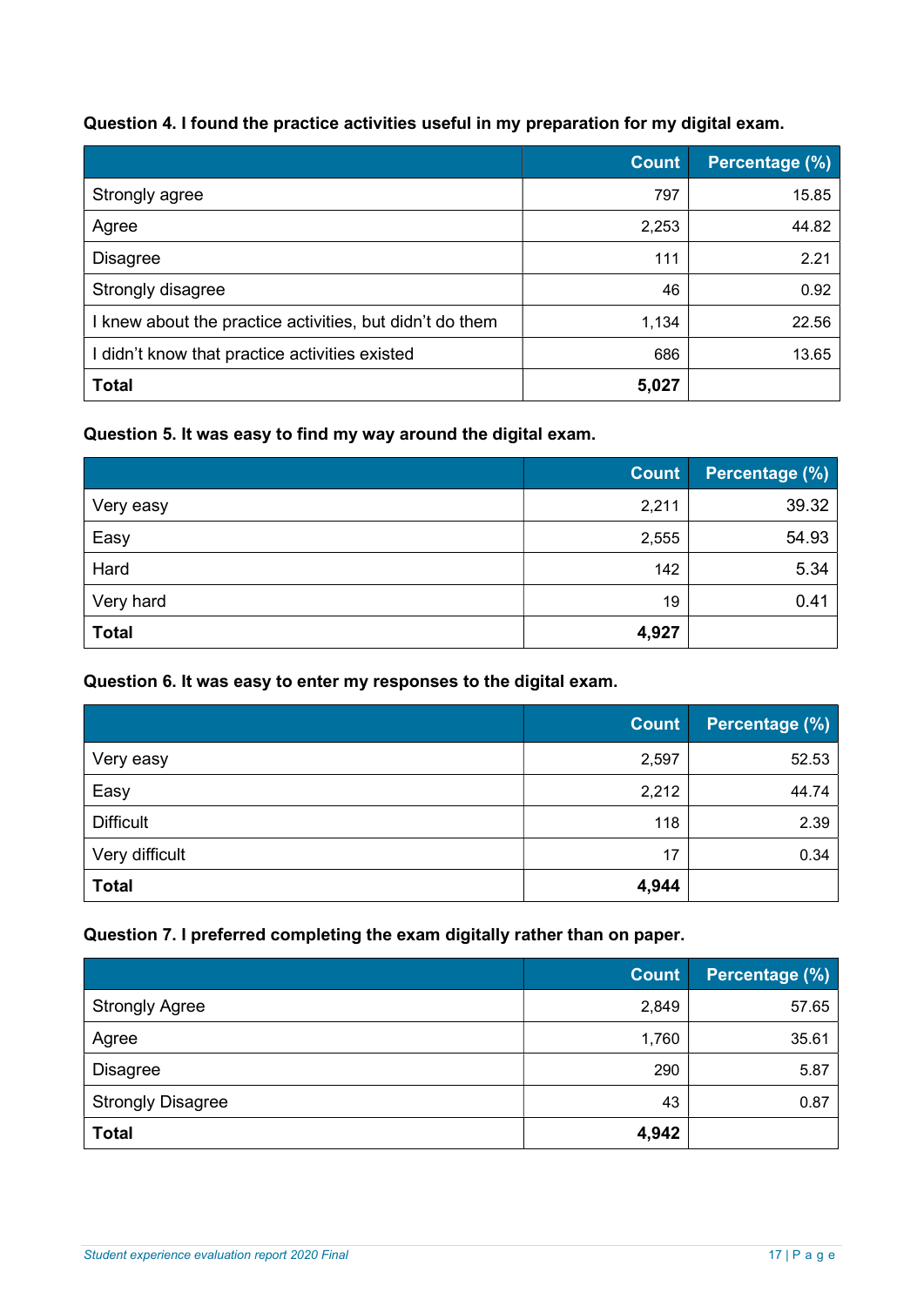**Question 4. I found the practice activities useful in my preparation for my digital exam.**

| | Count | Percentage (%) |
|---|---:|---:|
| Strongly agree | 797 | 15.85 |
| Agree | 2,253 | 44.82 |
| Disagree | 111 | 2.21 |
| Strongly disagree | 46 | 0.92 |
| I knew about the practice activities, but didn't do them | 1,134 | 22.56 |
| I didn't know that practice activities existed | 686 | 13.65 |
| **Total** | **5,027** | |

**Question 5. It was easy to find my way around the digital exam.**

| | Count | Percentage (%) |
|---|---:|---:|
| Very easy | 2,211 | 39.32 |
| Easy | 2,555 | 54.93 |
| Hard | 142 | 5.34 |
| Very hard | 19 | 0.41 |
| **Total** | **4,927** | |

**Question 6. It was easy to enter my responses to the digital exam.**

| | Count | Percentage (%) |
|---|---:|---:|
| Very easy | 2,597 | 52.53 |
| Easy | 2,212 | 44.74 |
| Difficult | 118 | 2.39 |
| Very difficult | 17 | 0.34 |
| **Total** | **4,944** | |

**Question 7. I preferred completing the exam digitally rather than on paper.**

| | Count | Percentage (%) |
|---|---:|---:|
| Strongly Agree | 2,849 | 57.65 |
| Agree | 1,760 | 35.61 |
| Disagree | 290 | 5.87 |
| Strongly Disagree | 43 | 0.87 |
| **Total** | **4,942** | |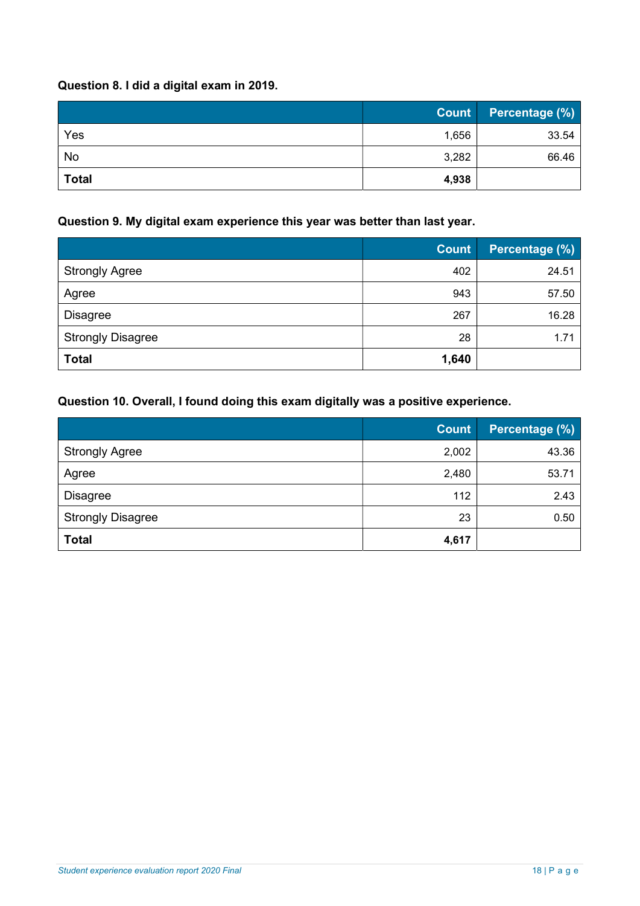**Question 8. I did a digital exam in 2019.**

| | Count | Percentage (%) |
|---|---|---|
| Yes | 1,656 | 33.54 |
| No | 3,282 | 66.46 |
| **Total** | **4,938** | |

**Question 9. My digital exam experience this year was better than last year.**

| | Count | Percentage (%) |
|---|---|---|
| Strongly Agree | 402 | 24.51 |
| Agree | 943 | 57.50 |
| Disagree | 267 | 16.28 |
| Strongly Disagree | 28 | 1.71 |
| **Total** | **1,640** | |

**Question 10. Overall, I found doing this exam digitally was a positive experience.**

| | Count | Percentage (%) |
|---|---|---|
| Strongly Agree | 2,002 | 43.36 |
| Agree | 2,480 | 53.71 |
| Disagree | 112 | 2.43 |
| Strongly Disagree | 23 | 0.50 |
| **Total** | **4,617** | |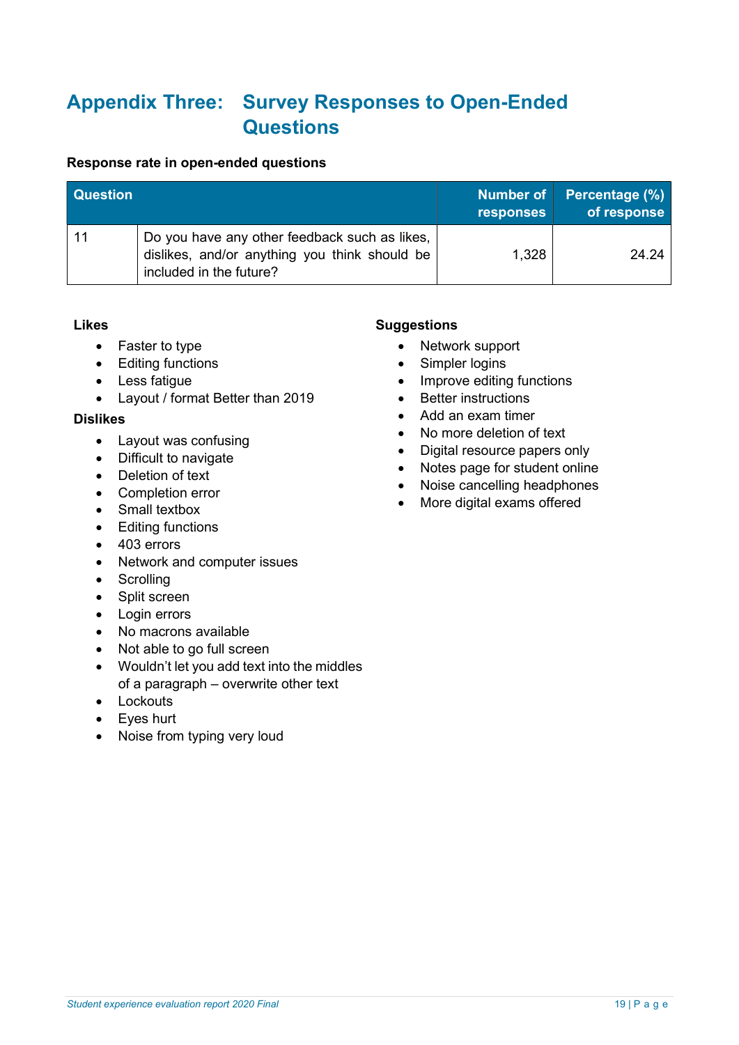# Appendix Three: Survey Responses to Open-Ended Questions

**Response rate in open-ended questions**

| Question | | Number of responses | Percentage (%) of response |
|---|---|---|---|
| 11 | Do you have any other feedback such as likes, dislikes, and/or anything you think should be included in the future? | 1,328 | 24.24 |

**Likes**

- Faster to type
- Editing functions
- Less fatigue
- Layout / format Better than 2019

**Dislikes**

- Layout was confusing
- Difficult to navigate
- Deletion of text
- Completion error
- Small textbox
- Editing functions
- 403 errors
- Network and computer issues
- Scrolling
- Split screen
- Login errors
- No macrons available
- Not able to go full screen
- Wouldn't let you add text into the middles of a paragraph – overwrite other text
- Lockouts
- Eyes hurt
- Noise from typing very loud

**Suggestions**

- Network support
- Simpler logins
- Improve editing functions
- Better instructions
- Add an exam timer
- No more deletion of text
- Digital resource papers only
- Notes page for student online
- Noise cancelling headphones
- More digital exams offered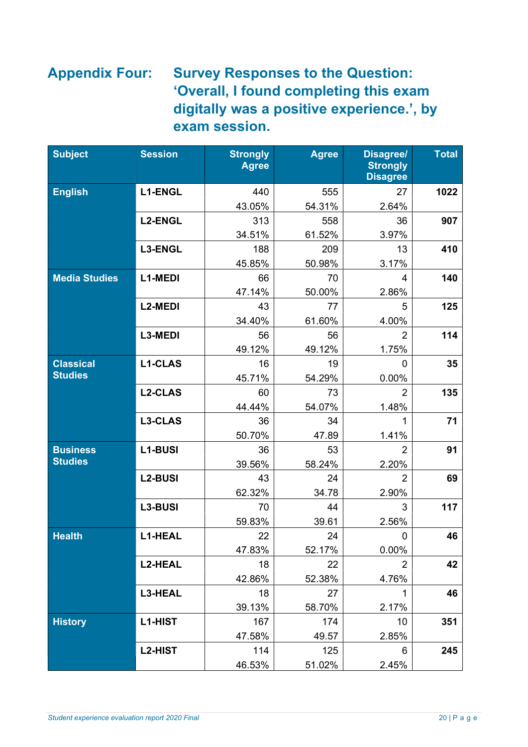## Appendix Four: Survey Responses to the Question: 'Overall, I found completing this exam digitally was a positive experience.', by exam session.

| Subject | Session | Strongly Agree | Agree | Disagree/ Strongly Disagree | Total |
|---|---|---|---|---|---|
| English | L1-ENGL | 440 | 555 | 27 | **1022** |
| | | 43.05% | 54.31% | 2.64% | |
| | L2-ENGL | 313 | 558 | 36 | **907** |
| | | 34.51% | 61.52% | 3.97% | |
| | L3-ENGL | 188 | 209 | 13 | **410** |
| | | 45.85% | 50.98% | 3.17% | |
| Media Studies | L1-MEDI | 66 | 70 | 4 | **140** |
| | | 47.14% | 50.00% | 2.86% | |
| | L2-MEDI | 43 | 77 | 5 | **125** |
| | | 34.40% | 61.60% | 4.00% | |
| | L3-MEDI | 56 | 56 | 2 | **114** |
| | | 49.12% | 49.12% | 1.75% | |
| Classical Studies | L1-CLAS | 16 | 19 | 0 | **35** |
| | | 45.71% | 54.29% | 0.00% | |
| | L2-CLAS | 60 | 73 | 2 | **135** |
| | | 44.44% | 54.07% | 1.48% | |
| | L3-CLAS | 36 | 34 | 1 | **71** |
| | | 50.70% | 47.89 | 1.41% | |
| Business Studies | L1-BUSI | 36 | 53 | 2 | **91** |
| | | 39.56% | 58.24% | 2.20% | |
| | L2-BUSI | 43 | 24 | 2 | **69** |
| | | 62.32% | 34.78 | 2.90% | |
| | L3-BUSI | 70 | 44 | 3 | **117** |
| | | 59.83% | 39.61 | 2.56% | |
| Health | L1-HEAL | 22 | 24 | 0 | **46** |
| | | 47.83% | 52.17% | 0.00% | |
| | L2-HEAL | 18 | 22 | 2 | **42** |
| | | 42.86% | 52.38% | 4.76% | |
| | L3-HEAL | 18 | 27 | 1 | **46** |
| | | 39.13% | 58.70% | 2.17% | |
| History | L1-HIST | 167 | 174 | 10 | **351** |
| | | 47.58% | 49.57 | 2.85% | |
| | L2-HIST | 114 | 125 | 6 | **245** |
| | | 46.53% | 51.02% | 2.45% | |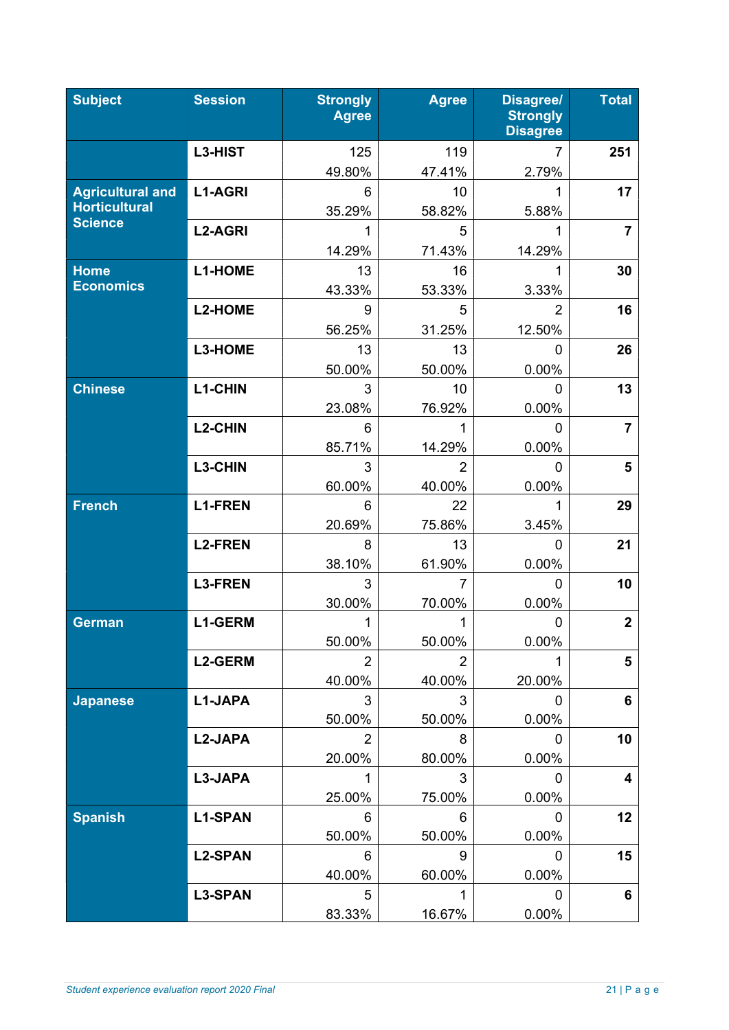| Subject | Session | Strongly Agree | Agree | Disagree/ Strongly Disagree | Total |
|---|---|---|---|---|---|
| | L3-HIST | 125<br>49.80% | 119<br>47.41% | 7<br>2.79% | **251** |
| **Agricultural and Horticultural Science** | L1-AGRI | 6<br>35.29% | 10<br>58.82% | 1<br>5.88% | **17** |
| | L2-AGRI | 1<br>14.29% | 5<br>71.43% | 1<br>14.29% | **7** |
| **Home Economics** | L1-HOME | 13<br>43.33% | 16<br>53.33% | 1<br>3.33% | **30** |
| | L2-HOME | 9<br>56.25% | 5<br>31.25% | 2<br>12.50% | **16** |
| | L3-HOME | 13<br>50.00% | 13<br>50.00% | 0<br>0.00% | **26** |
| **Chinese** | L1-CHIN | 3<br>23.08% | 10<br>76.92% | 0<br>0.00% | **13** |
| | L2-CHIN | 6<br>85.71% | 1<br>14.29% | 0<br>0.00% | **7** |
| | L3-CHIN | 3<br>60.00% | 2<br>40.00% | 0<br>0.00% | **5** |
| **French** | L1-FREN | 6<br>20.69% | 22<br>75.86% | 1<br>3.45% | **29** |
| | L2-FREN | 8<br>38.10% | 13<br>61.90% | 0<br>0.00% | **21** |
| | L3-FREN | 3<br>30.00% | 7<br>70.00% | 0<br>0.00% | **10** |
| **German** | L1-GERM | 1<br>50.00% | 1<br>50.00% | 0<br>0.00% | **2** |
| | L2-GERM | 2<br>40.00% | 2<br>40.00% | 1<br>20.00% | **5** |
| **Japanese** | L1-JAPA | 3<br>50.00% | 3<br>50.00% | 0<br>0.00% | **6** |
| | L2-JAPA | 2<br>20.00% | 8<br>80.00% | 0<br>0.00% | **10** |
| | L3-JAPA | 1<br>25.00% | 3<br>75.00% | 0<br>0.00% | **4** |
| **Spanish** | L1-SPAN | 6<br>50.00% | 6<br>50.00% | 0<br>0.00% | **12** |
| | L2-SPAN | 6<br>40.00% | 9<br>60.00% | 0<br>0.00% | **15** |
| | L3-SPAN | 5<br>83.33% | 1<br>16.67% | 0<br>0.00% | **6** |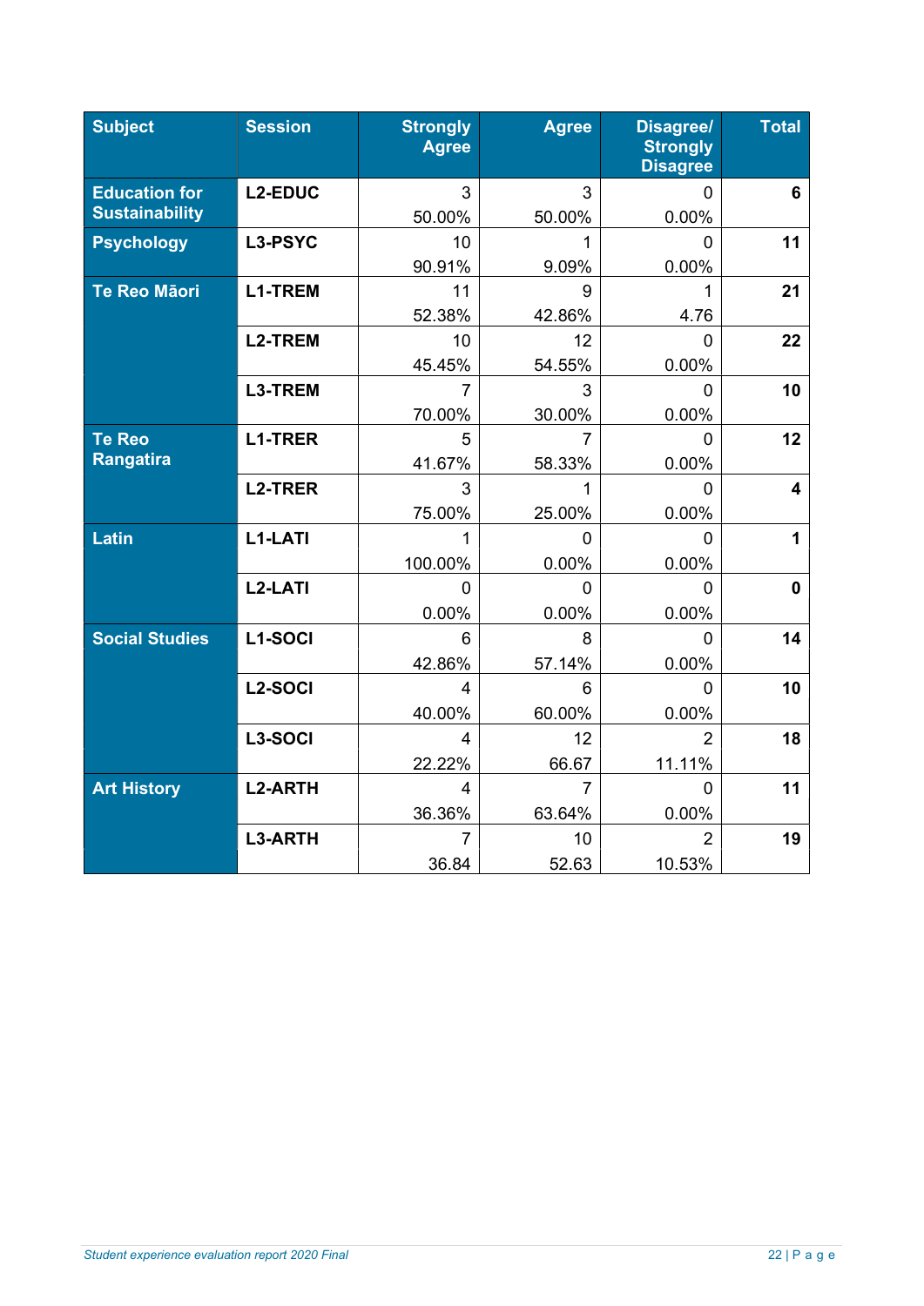| Subject | Session | Strongly Agree | Agree | Disagree/ Strongly Disagree | Total |
|---|---|---|---|---|---|
| Education for Sustainability | L2-EDUC | 3<br>50.00% | 3<br>50.00% | 0<br>0.00% | **6** |
| Psychology | L3-PSYC | 10<br>90.91% | 1<br>9.09% | 0<br>0.00% | **11** |
| Te Reo Māori | L1-TREM | 11<br>52.38% | 9<br>42.86% | 1<br>4.76 | **21** |
| | L2-TREM | 10<br>45.45% | 12<br>54.55% | 0<br>0.00% | **22** |
| | L3-TREM | 7<br>70.00% | 3<br>30.00% | 0<br>0.00% | **10** |
| Te Reo Rangatira | L1-TRER | 5<br>41.67% | 7<br>58.33% | 0<br>0.00% | **12** |
| | L2-TRER | 3<br>75.00% | 1<br>25.00% | 0<br>0.00% | **4** |
| Latin | L1-LATI | 1<br>100.00% | 0<br>0.00% | 0<br>0.00% | **1** |
| | L2-LATI | 0<br>0.00% | 0<br>0.00% | 0<br>0.00% | **0** |
| Social Studies | L1-SOCI | 6<br>42.86% | 8<br>57.14% | 0<br>0.00% | **14** |
| | L2-SOCI | 4<br>40.00% | 6<br>60.00% | 0<br>0.00% | **10** |
| | L3-SOCI | 4<br>22.22% | 12<br>66.67 | 2<br>11.11% | **18** |
| Art History | L2-ARTH | 4<br>36.36% | 7<br>63.64% | 0<br>0.00% | **11** |
| | L3-ARTH | 7<br>36.84 | 10<br>52.63 | 2<br>10.53% | **19** |